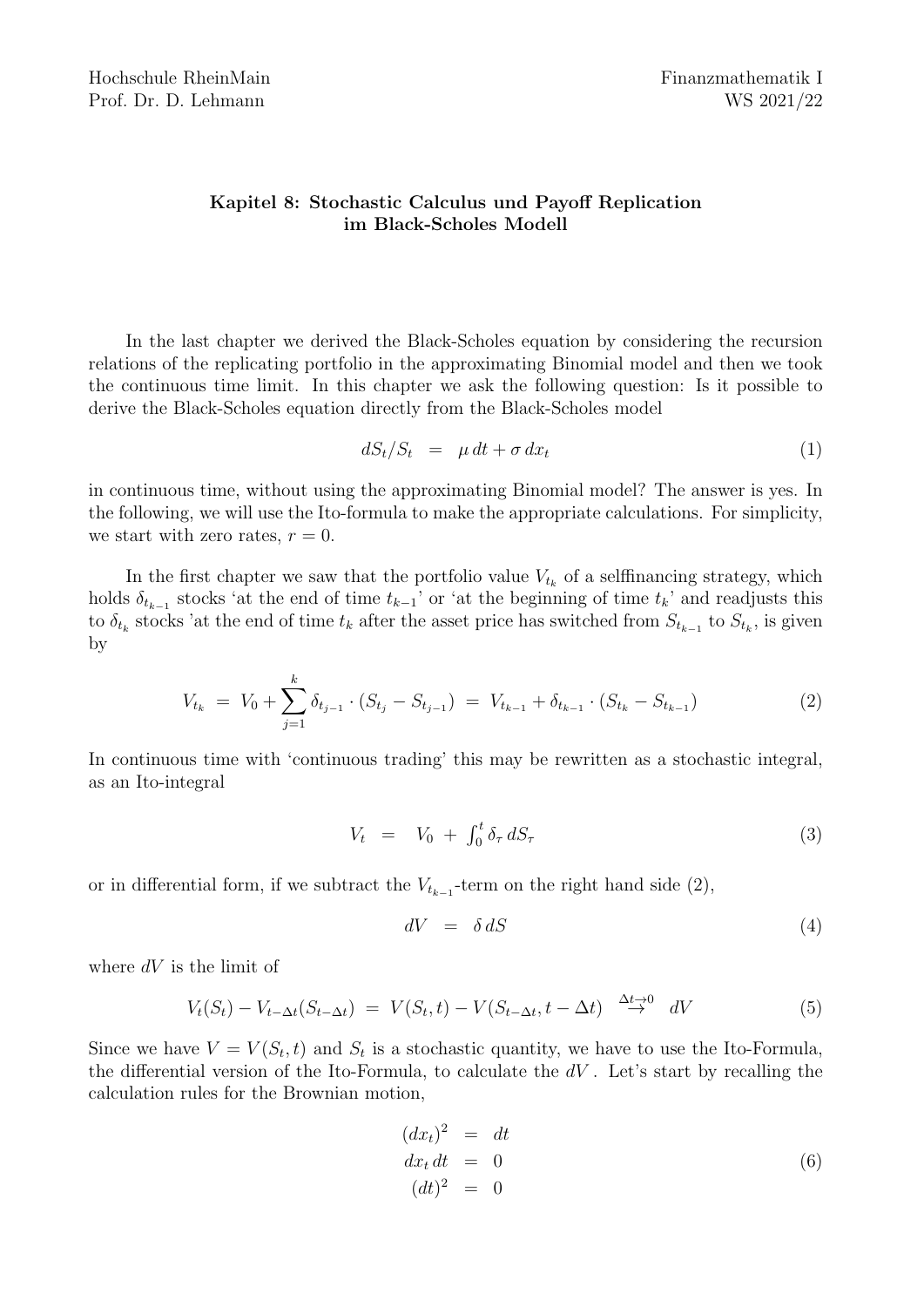Hochschule RheinMain
Prof. Dr. D. Lehmann

Finanzmathematik I
WS 2021/22

# Kapitel 8: Stochastic Calculus und Payoff Replication im Black-Scholes Modell

In the last chapter we derived the Black-Scholes equation by considering the recursion relations of the replicating portfolio in the approximating Binomial model and then we took the continuous time limit. In this chapter we ask the following question: Is it possible to derive the Black-Scholes equation directly from the Black-Scholes model

$$dS_t/S_t \;=\; \mu\, dt + \sigma\, dx_t \tag{1}$$

in continuous time, without using the approximating Binomial model? The answer is yes. In the following, we will use the Ito-formula to make the appropriate calculations. For simplicity, we start with zero rates, $r = 0$.

In the first chapter we saw that the portfolio value $V_{t_k}$ of a selffinancing strategy, which holds $\delta_{t_{k-1}}$ stocks 'at the end of time $t_{k-1}$' or 'at the beginning of time $t_k$' and readjusts this to $\delta_{t_k}$ stocks 'at the end of time $t_k$ after the asset price has switched from $S_{t_{k-1}}$ to $S_{t_k}$, is given by

$$V_{t_k} \;=\; V_0 + \sum_{j=1}^{k} \delta_{t_{j-1}} \cdot (S_{t_j} - S_{t_{j-1}}) \;=\; V_{t_{k-1}} + \delta_{t_{k-1}} \cdot (S_{t_k} - S_{t_{k-1}}) \tag{2}$$

In continuous time with 'continuous trading' this may be rewritten as a stochastic integral, as an Ito-integral

$$V_t \;=\; V_0 \;+\; \int_0^t \delta_\tau \, dS_\tau \tag{3}$$

or in differential form, if we subtract the $V_{t_{k-1}}$-term on the right hand side (2),

$$dV \;=\; \delta\, dS \tag{4}$$

where $dV$ is the limit of

$$V_t(S_t) - V_{t-\Delta t}(S_{t-\Delta t}) \;=\; V(S_t, t) - V(S_{t-\Delta t}, t - \Delta t) \;\; \overset{\Delta t \to 0}{\to} \;\; dV \tag{5}$$

Since we have $V = V(S_t, t)$ and $S_t$ is a stochastic quantity, we have to use the Ito-Formula, the differential version of the Ito-Formula, to calculate the $dV$. Let's start by recalling the calculation rules for the Brownian motion,

$$\begin{aligned} (dx_t)^2 &= dt \\ dx_t\, dt &= 0 \\ (dt)^2 &= 0 \end{aligned} \tag{6}$$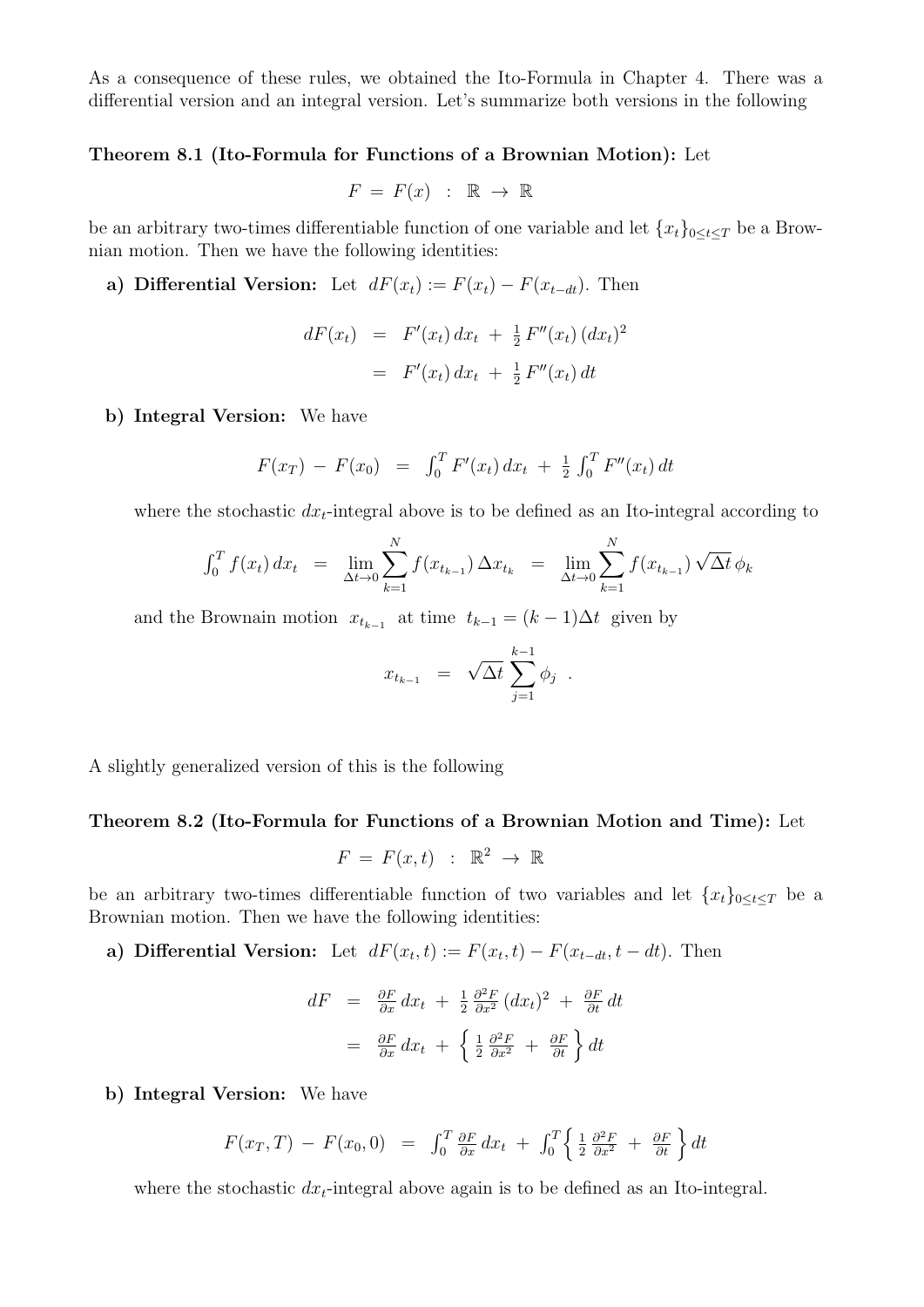As a consequence of these rules, we obtained the Ito-Formula in Chapter 4. There was a differential version and an integral version. Let's summarize both versions in the following

**Theorem 8.1 (Ito-Formula for Functions of a Brownian Motion):** Let

$$F \;=\; F(x) \;\;:\;\; \mathbb{R} \;\rightarrow\; \mathbb{R}$$

be an arbitrary two-times differentiable function of one variable and let $\{x_t\}_{0\leq t\leq T}$ be a Brownian motion. Then we have the following identities:

**a) Differential Version:** Let $dF(x_t) := F(x_t) - F(x_{t-dt})$. Then

$$\begin{aligned} dF(x_t) \;&=\; F'(x_t)\,dx_t \;+\; \tfrac{1}{2}\,F''(x_t)\,(dx_t)^2 \\ &=\; F'(x_t)\,dx_t \;+\; \tfrac{1}{2}\,F''(x_t)\,dt \end{aligned}$$

**b) Integral Version:** We have

$$F(x_T) \;-\; F(x_0) \;\;=\;\; \int_0^T F'(x_t)\,dx_t \;+\; \tfrac{1}{2}\int_0^T F''(x_t)\,dt$$

where the stochastic $dx_t$-integral above is to be defined as an Ito-integral according to

$$\int_0^T f(x_t)\,dx_t \;\;=\;\; \lim_{\Delta t\to 0}\sum_{k=1}^{N} f(x_{t_{k-1}})\,\Delta x_{t_k} \;\;=\;\; \lim_{\Delta t\to 0}\sum_{k=1}^{N} f(x_{t_{k-1}})\,\sqrt{\Delta t}\,\phi_k$$

and the Brownain motion $x_{t_{k-1}}$ at time $t_{k-1} = (k-1)\Delta t$ given by

$$x_{t_{k-1}} \;\;=\;\; \sqrt{\Delta t}\,\sum_{j=1}^{k-1}\phi_j \;\;.$$

A slightly generalized version of this is the following

**Theorem 8.2 (Ito-Formula for Functions of a Brownian Motion and Time):** Let

$$F \;=\; F(x,t) \;\;:\;\; \mathbb{R}^2 \;\rightarrow\; \mathbb{R}$$

be an arbitrary two-times differentiable function of two variables and let $\{x_t\}_{0\leq t\leq T}$ be a Brownian motion. Then we have the following identities:

**a) Differential Version:** Let $dF(x_t,t) := F(x_t,t) - F(x_{t-dt}, t-dt)$. Then

$$\begin{aligned} dF \;&=\; \tfrac{\partial F}{\partial x}\,dx_t \;+\; \tfrac{1}{2}\,\tfrac{\partial^2 F}{\partial x^2}\,(dx_t)^2 \;+\; \tfrac{\partial F}{\partial t}\,dt \\ &=\; \tfrac{\partial F}{\partial x}\,dx_t \;+\; \Big\{\;\tfrac{1}{2}\,\tfrac{\partial^2 F}{\partial x^2} \;+\; \tfrac{\partial F}{\partial t}\;\Big\}\,dt \end{aligned}$$

**b) Integral Version:** We have

$$F(x_T,T) \;-\; F(x_0,0) \;\;=\;\; \int_0^T \tfrac{\partial F}{\partial x}\,dx_t \;+\; \int_0^T \Big\{\;\tfrac{1}{2}\,\tfrac{\partial^2 F}{\partial x^2} \;+\; \tfrac{\partial F}{\partial t}\;\Big\}\,dt$$

where the stochastic $dx_t$-integral above again is to be defined as an Ito-integral.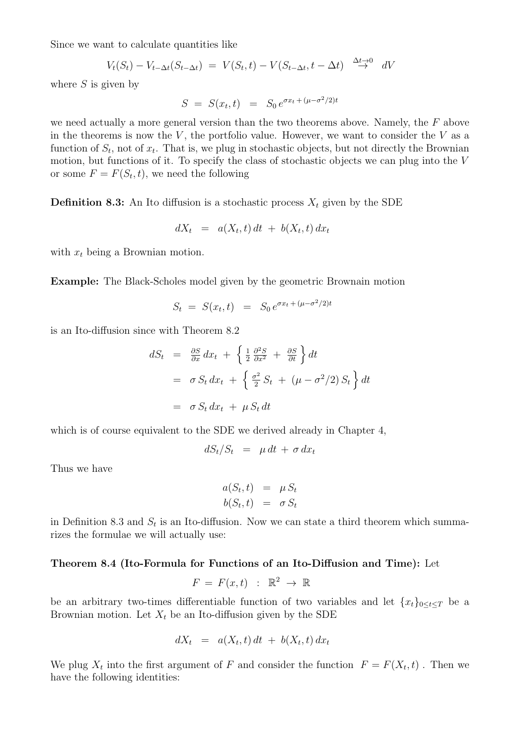Since we want to calculate quantities like

$$V_t(S_t) - V_{t-\Delta t}(S_{t-\Delta t}) \;=\; V(S_t, t) - V(S_{t-\Delta t}, t - \Delta t) \;\;\stackrel{\Delta t \to 0}{\to}\;\; dV$$

where $S$ is given by

$$S \;=\; S(x_t, t) \;\;=\;\; S_0 \, e^{\sigma x_t \,+\, (\mu - \sigma^2/2)t}$$

we need actually a more general version than the two theorems above. Namely, the $F$ above in the theorems is now the $V$, the portfolio value. However, we want to consider the $V$ as a function of $S_t$, not of $x_t$. That is, we plug in stochastic objects, but not directly the Brownian motion, but functions of it. To specify the class of stochastic objects we can plug into the $V$ or some $F = F(S_t, t)$, we need the following

**Definition 8.3:** An Ito diffusion is a stochastic process $X_t$ given by the SDE

$$dX_t \;\;=\;\; a(X_t, t)\, dt \;+\; b(X_t, t)\, dx_t$$

with $x_t$ being a Brownian motion.

**Example:** The Black-Scholes model given by the geometric Brownain motion

$$S_t \;=\; S(x_t, t) \;\;=\;\; S_0 \, e^{\sigma x_t \,+\, (\mu - \sigma^2/2)t}$$

is an Ito-diffusion since with Theorem 8.2

$$\begin{aligned}
dS_t \;\;&=\;\; \tfrac{\partial S}{\partial x}\, dx_t \;+\; \Big\{ \tfrac{1}{2}\, \tfrac{\partial^2 S}{\partial x^2} \;+\; \tfrac{\partial S}{\partial t} \Big\}\, dt \\
&=\;\; \sigma\, S_t\, dx_t \;+\; \Big\{ \tfrac{\sigma^2}{2}\, S_t \;+\; (\mu - \sigma^2/2)\, S_t \Big\}\, dt \\
&=\;\; \sigma\, S_t\, dx_t \;+\; \mu\, S_t\, dt
\end{aligned}$$

which is of course equivalent to the SDE we derived already in Chapter 4,

$$dS_t/S_t \;\;=\;\; \mu\, dt \;+\; \sigma\, dx_t$$

Thus we have

$$\begin{aligned}
a(S_t, t) \;\;&=\;\; \mu\, S_t \\
b(S_t, t) \;\;&=\;\; \sigma\, S_t
\end{aligned}$$

in Definition 8.3 and $S_t$ is an Ito-diffusion. Now we can state a third theorem which summarizes the formulae we will actually use:

**Theorem 8.4 (Ito-Formula for Functions of an Ito-Diffusion and Time):** Let

$$F \;=\; F(x, t) \;\;:\;\; \mathbb{R}^2 \;\to\; \mathbb{R}$$

be an arbitrary two-times differentiable function of two variables and let $\{x_t\}_{0 \le t \le T}$ be a Brownian motion. Let $X_t$ be an Ito-diffusion given by the SDE

$$dX_t \;\;=\;\; a(X_t, t)\, dt \;+\; b(X_t, t)\, dx_t$$

We plug $X_t$ into the first argument of $F$ and consider the function $\;F = F(X_t, t)\;$. Then we have the following identities: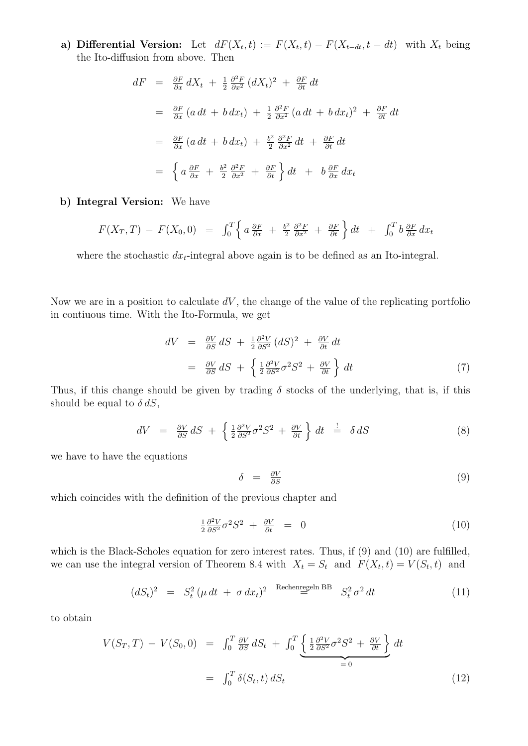**a) Differential Version:** Let $dF(X_t, t) := F(X_t, t) - F(X_{t-dt}, t - dt)$ with $X_t$ being the Ito-diffusion from above. Then

$$
\begin{aligned}
dF &= \tfrac{\partial F}{\partial x}\, dX_t \,+\, \tfrac{1}{2}\tfrac{\partial^2 F}{\partial x^2}\,(dX_t)^2 \,+\, \tfrac{\partial F}{\partial t}\, dt \\
&= \tfrac{\partial F}{\partial x}\,(a\, dt \,+\, b\, dx_t) \,+\, \tfrac{1}{2}\tfrac{\partial^2 F}{\partial x^2}\,(a\, dt \,+\, b\, dx_t)^2 \,+\, \tfrac{\partial F}{\partial t}\, dt \\
&= \tfrac{\partial F}{\partial x}\,(a\, dt \,+\, b\, dx_t) \,+\, \tfrac{b^2}{2}\tfrac{\partial^2 F}{\partial x^2}\, dt \,+\, \tfrac{\partial F}{\partial t}\, dt \\
&= \Big\{ a\,\tfrac{\partial F}{\partial x} \,+\, \tfrac{b^2}{2}\tfrac{\partial^2 F}{\partial x^2} \,+\, \tfrac{\partial F}{\partial t} \Big\}\, dt \,+\, b\,\tfrac{\partial F}{\partial x}\, dx_t
\end{aligned}
$$

**b) Integral Version:** We have

$$
F(X_T, T) \,-\, F(X_0, 0) \;=\; \int_0^T \Big\{ a\,\tfrac{\partial F}{\partial x} \,+\, \tfrac{b^2}{2}\tfrac{\partial^2 F}{\partial x^2} \,+\, \tfrac{\partial F}{\partial t} \Big\}\, dt \,+\, \int_0^T b\,\tfrac{\partial F}{\partial x}\, dx_t
$$

where the stochastic $dx_t$-integral above again is to be defined as an Ito-integral.

Now we are in a position to calculate $dV$, the change of the value of the replicating portfolio in contiuous time. With the Ito-Formula, we get

$$
\begin{aligned}
dV &= \tfrac{\partial V}{\partial S}\, dS \,+\, \tfrac{1}{2}\tfrac{\partial^2 V}{\partial S^2}\,(dS)^2 \,+\, \tfrac{\partial V}{\partial t}\, dt \\
&= \tfrac{\partial V}{\partial S}\, dS \,+\, \Big\{ \tfrac{1}{2}\tfrac{\partial^2 V}{\partial S^2}\sigma^2 S^2 \,+\, \tfrac{\partial V}{\partial t} \Big\}\, dt
\end{aligned} \tag{7}
$$

Thus, if this change should be given by trading $\delta$ stocks of the underlying, that is, if this should be equal to $\delta\, dS$,

$$
dV \;=\; \tfrac{\partial V}{\partial S}\, dS \,+\, \Big\{ \tfrac{1}{2}\tfrac{\partial^2 V}{\partial S^2}\sigma^2 S^2 \,+\, \tfrac{\partial V}{\partial t} \Big\}\, dt \;\stackrel{!}{=}\; \delta\, dS \tag{8}
$$

we have to have the equations

$$
\delta \;=\; \tfrac{\partial V}{\partial S} \tag{9}
$$

which coincides with the definition of the previous chapter and

$$
\tfrac{1}{2}\tfrac{\partial^2 V}{\partial S^2}\sigma^2 S^2 \,+\, \tfrac{\partial V}{\partial t} \;=\; 0 \tag{10}
$$

which is the Black-Scholes equation for zero interest rates. Thus, if (9) and (10) are fulfilled, we can use the integral version of Theorem 8.4 with $X_t = S_t$ and $F(X_t, t) = V(S_t, t)$ and

$$
(dS_t)^2 \;=\; S_t^2\,(\mu\, dt \,+\, \sigma\, dx_t)^2 \;\stackrel{\text{Rechenregeln BB}}{=}\; S_t^2\,\sigma^2\, dt \tag{11}
$$

to obtain

$$
\begin{aligned}
V(S_T, T) \,-\, V(S_0, 0) &= \int_0^T \tfrac{\partial V}{\partial S}\, dS_t \,+\, \int_0^T \underbrace{\Big\{ \tfrac{1}{2}\tfrac{\partial^2 V}{\partial S^2}\sigma^2 S^2 \,+\, \tfrac{\partial V}{\partial t} \Big\}}_{=\,0}\, dt \\
&= \int_0^T \delta(S_t, t)\, dS_t
\end{aligned} \tag{12}
$$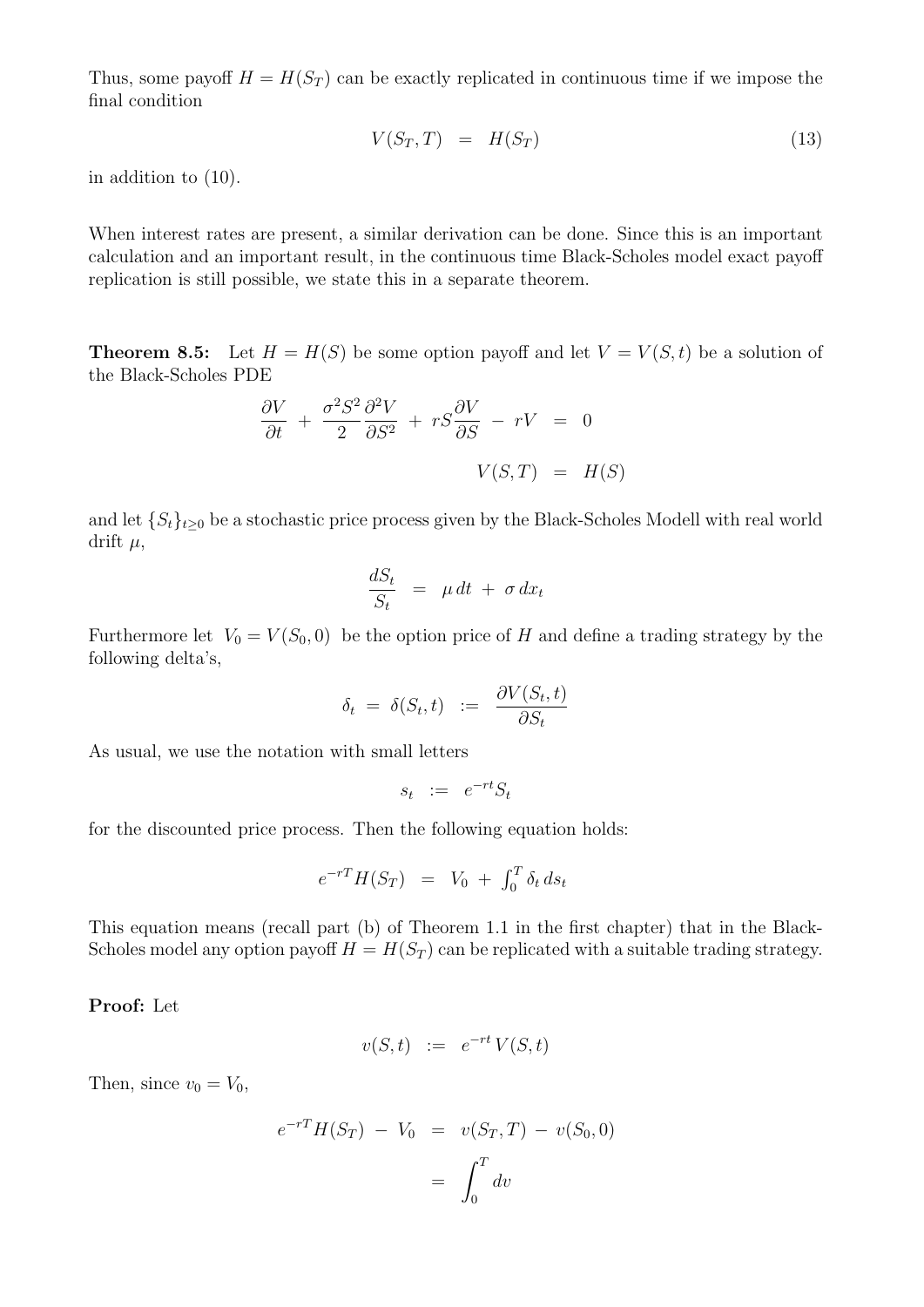Thus, some payoff $H = H(S_T)$ can be exactly replicated in continuous time if we impose the final condition

$$V(S_T, T) \;=\; H(S_T) \tag{13}$$

in addition to (10).

When interest rates are present, a similar derivation can be done. Since this is an important calculation and an important result, in the continuous time Black-Scholes model exact payoff replication is still possible, we state this in a separate theorem.

**Theorem 8.5:** Let $H = H(S)$ be some option payoff and let $V = V(S,t)$ be a solution of the Black-Scholes PDE

$$\frac{\partial V}{\partial t} \;+\; \frac{\sigma^2 S^2}{2}\frac{\partial^2 V}{\partial S^2} \;+\; rS\frac{\partial V}{\partial S} \;-\; rV \;=\; 0$$

$$V(S,T) \;=\; H(S)$$

and let $\{S_t\}_{t\geq 0}$ be a stochastic price process given by the Black-Scholes Modell with real world drift $\mu$,

$$\frac{dS_t}{S_t} \;=\; \mu\, dt \;+\; \sigma\, dx_t$$

Furthermore let $V_0 = V(S_0, 0)$ be the option price of $H$ and define a trading strategy by the following delta's,

$$\delta_t \;=\; \delta(S_t, t) \;:=\; \frac{\partial V(S_t,t)}{\partial S_t}$$

As usual, we use the notation with small letters

$$s_t \;:=\; e^{-rt} S_t$$

for the discounted price process. Then the following equation holds:

$$e^{-rT} H(S_T) \;=\; V_0 \;+\; \textstyle\int_0^T \delta_t \, ds_t$$

This equation means (recall part (b) of Theorem 1.1 in the first chapter) that in the Black-Scholes model any option payoff $H = H(S_T)$ can be replicated with a suitable trading strategy.

**Proof:** Let

$$v(S,t) \;:=\; e^{-rt}\, V(S,t)$$

Then, since $v_0 = V_0$,

$$\begin{aligned} e^{-rT} H(S_T) \;-\; V_0 \;&=\; v(S_T, T) \;-\; v(S_0, 0) \\ &=\; \int_0^T dv \end{aligned}$$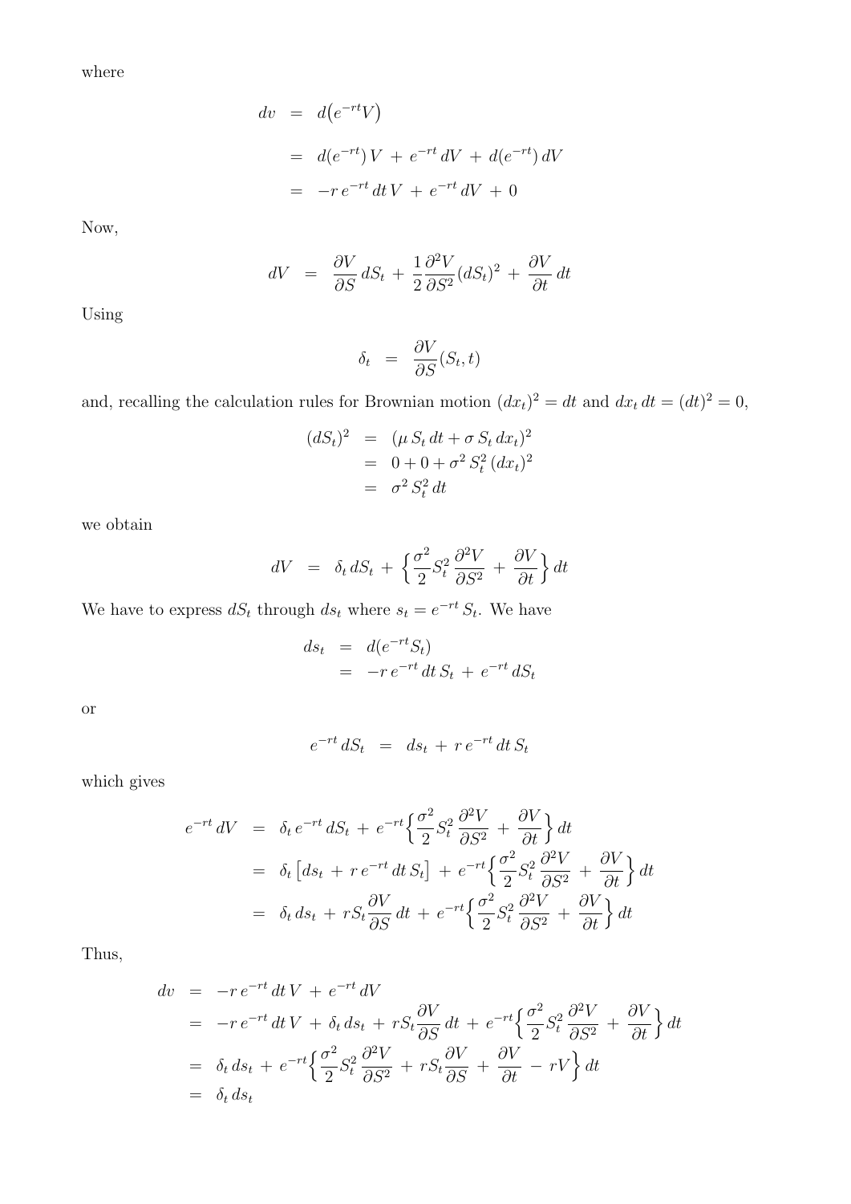where

$$
\begin{aligned}
dv &= d\big(e^{-rt}V\big) \\
&= d(e^{-rt})\,V \,+\, e^{-rt}\,dV \,+\, d(e^{-rt})\,dV \\
&= -r\,e^{-rt}\,dt\,V \,+\, e^{-rt}\,dV \,+\, 0
\end{aligned}
$$

Now,

$$
dV \;=\; \frac{\partial V}{\partial S}\,dS_t \,+\, \frac{1}{2}\frac{\partial^2 V}{\partial S^2}(dS_t)^2 \,+\, \frac{\partial V}{\partial t}\,dt
$$

Using

$$
\delta_t \;=\; \frac{\partial V}{\partial S}(S_t,t)
$$

and, recalling the calculation rules for Brownian motion $(dx_t)^2 = dt$ and $dx_t\,dt = (dt)^2 = 0$,

$$
\begin{aligned}
(dS_t)^2 &= (\mu\,S_t\,dt + \sigma\,S_t\,dx_t)^2 \\
&= 0 + 0 + \sigma^2\,S_t^2\,(dx_t)^2 \\
&= \sigma^2\,S_t^2\,dt
\end{aligned}
$$

we obtain

$$
dV \;=\; \delta_t\,dS_t \,+\, \Big\{\frac{\sigma^2}{2}S_t^2\,\frac{\partial^2 V}{\partial S^2} \,+\, \frac{\partial V}{\partial t}\Big\}\,dt
$$

We have to express $dS_t$ through $ds_t$ where $s_t = e^{-rt}\,S_t$. We have

$$
\begin{aligned}
ds_t &= d(e^{-rt}S_t) \\
&= -r\,e^{-rt}\,dt\,S_t \,+\, e^{-rt}\,dS_t
\end{aligned}
$$

or

$$
e^{-rt}\,dS_t \;=\; ds_t \,+\, r\,e^{-rt}\,dt\,S_t
$$

which gives

$$
\begin{aligned}
e^{-rt}\,dV &= \delta_t\,e^{-rt}\,dS_t \,+\, e^{-rt}\Big\{\frac{\sigma^2}{2}S_t^2\,\frac{\partial^2 V}{\partial S^2} \,+\, \frac{\partial V}{\partial t}\Big\}\,dt \\
&= \delta_t\,\big[ds_t \,+\, r\,e^{-rt}\,dt\,S_t\big] \,+\, e^{-rt}\Big\{\frac{\sigma^2}{2}S_t^2\,\frac{\partial^2 V}{\partial S^2} \,+\, \frac{\partial V}{\partial t}\Big\}\,dt \\
&= \delta_t\,ds_t \,+\, rS_t\frac{\partial V}{\partial S}\,dt \,+\, e^{-rt}\Big\{\frac{\sigma^2}{2}S_t^2\,\frac{\partial^2 V}{\partial S^2} \,+\, \frac{\partial V}{\partial t}\Big\}\,dt
\end{aligned}
$$

Thus,

$$
\begin{aligned}
dv &= -r\,e^{-rt}\,dt\,V \,+\, e^{-rt}\,dV \\
&= -r\,e^{-rt}\,dt\,V \,+\, \delta_t\,ds_t \,+\, rS_t\frac{\partial V}{\partial S}\,dt \,+\, e^{-rt}\Big\{\frac{\sigma^2}{2}S_t^2\,\frac{\partial^2 V}{\partial S^2} \,+\, \frac{\partial V}{\partial t}\Big\}\,dt \\
&= \delta_t\,ds_t \,+\, e^{-rt}\Big\{\frac{\sigma^2}{2}S_t^2\,\frac{\partial^2 V}{\partial S^2} \,+\, rS_t\frac{\partial V}{\partial S} \,+\, \frac{\partial V}{\partial t} \,-\, rV\Big\}\,dt \\
&= \delta_t\,ds_t
\end{aligned}
$$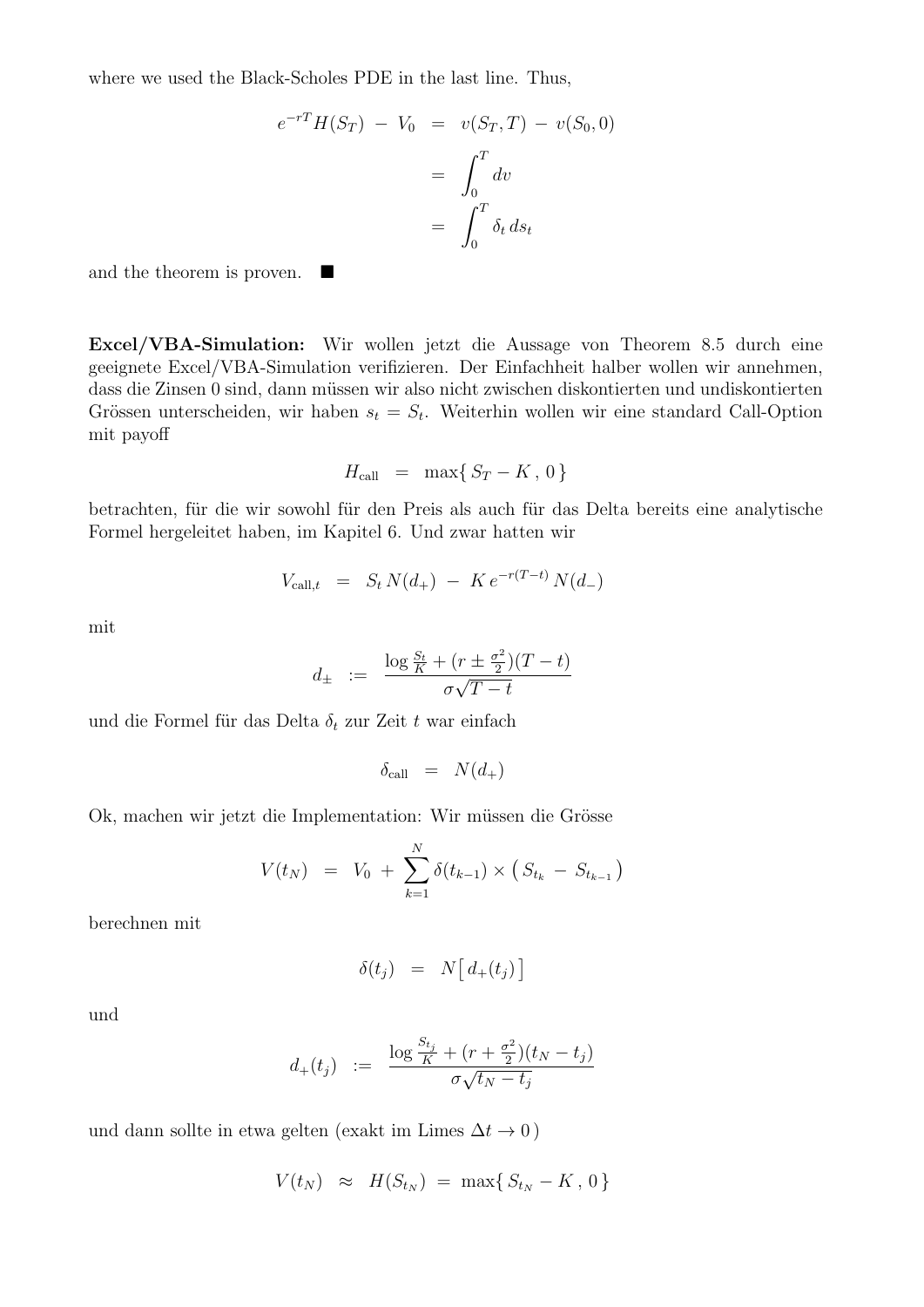where we used the Black-Scholes PDE in the last line. Thus,

$$
\begin{aligned}
e^{-rT} H(S_T) \;-\; V_0 &= v(S_T, T) \;-\; v(S_0, 0) \\
&= \int_0^T dv \\
&= \int_0^T \delta_t \, ds_t
\end{aligned}
$$

and the theorem is proven. ∎

**Excel/VBA-Simulation:** Wir wollen jetzt die Aussage von Theorem 8.5 durch eine geeignete Excel/VBA-Simulation verifizieren. Der Einfachheit halber wollen wir annehmen, dass die Zinsen 0 sind, dann müssen wir also nicht zwischen diskontierten und undiskontierten Grössen unterscheiden, wir haben $s_t = S_t$. Weiterhin wollen wir eine standard Call-Option mit payoff

$$
H_{\text{call}} \;=\; \max\{\, S_T - K \,,\, 0 \,\}
$$

betrachten, für die wir sowohl für den Preis als auch für das Delta bereits eine analytische Formel hergeleitet haben, im Kapitel 6. Und zwar hatten wir

$$
V_{\text{call},t} \;=\; S_t \, N(d_+) \;-\; K \, e^{-r(T-t)} \, N(d_-)
$$

mit

$$
d_\pm \;:=\; \frac{\log \frac{S_t}{K} + (r \pm \frac{\sigma^2}{2})(T-t)}{\sigma\sqrt{T-t}}
$$

und die Formel für das Delta $\delta_t$ zur Zeit $t$ war einfach

$$
\delta_{\text{call}} \;=\; N(d_+)
$$

Ok, machen wir jetzt die Implementation: Wir müssen die Grösse

$$
V(t_N) \;=\; V_0 \;+\; \sum_{k=1}^{N} \delta(t_{k-1}) \times \big( S_{t_k} \;-\; S_{t_{k-1}} \big)
$$

berechnen mit

$$
\delta(t_j) \;=\; N\big[\, d_+(t_j) \,\big]
$$

und

$$
d_+(t_j) \;:=\; \frac{\log \frac{S_{t_j}}{K} + (r + \frac{\sigma^2}{2})(t_N - t_j)}{\sigma\sqrt{t_N - t_j}}
$$

und dann sollte in etwa gelten (exakt im Limes $\Delta t \to 0$ )

$$
V(t_N) \;\approx\; H(S_{t_N}) \;=\; \max\{\, S_{t_N} - K \,,\, 0 \,\}
$$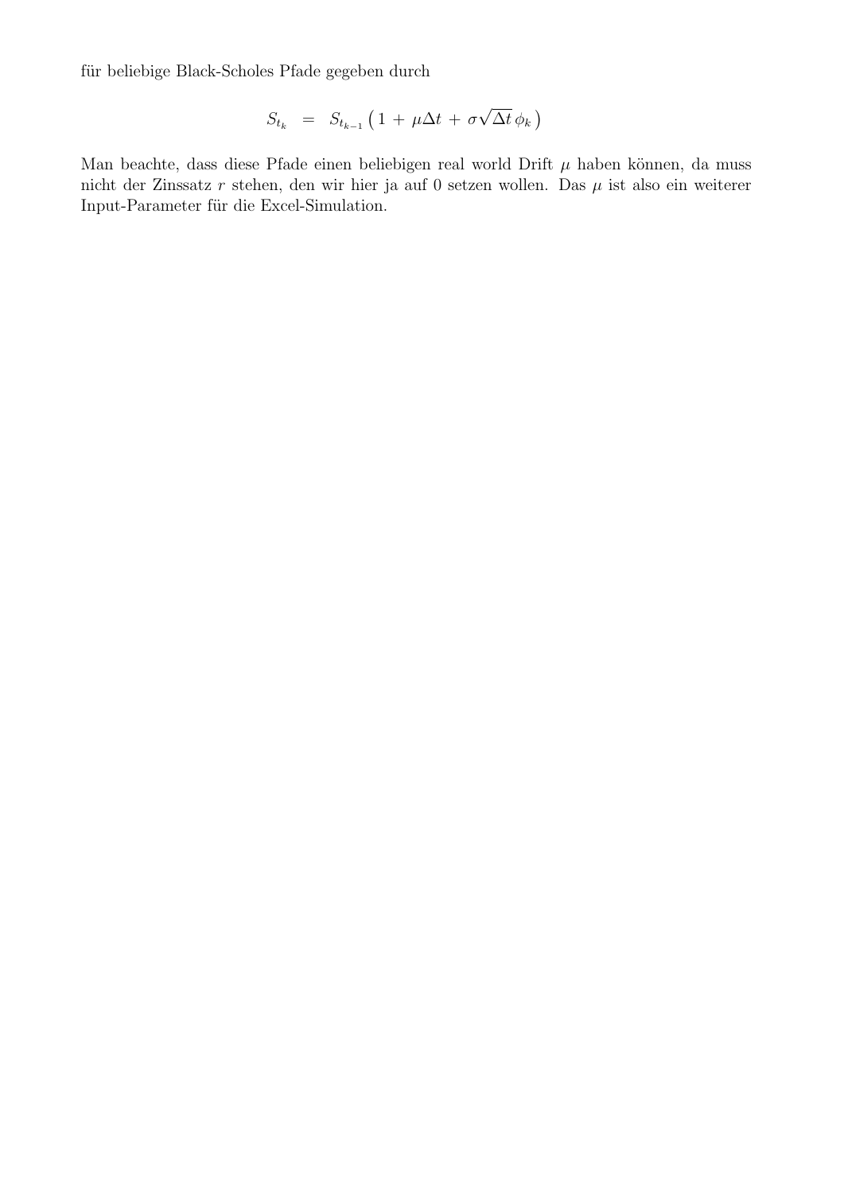für beliebige Black-Scholes Pfade gegeben durch

$$S_{t_k} \;=\; S_{t_{k-1}} \left( 1 \,+\, \mu \Delta t \,+\, \sigma \sqrt{\Delta t}\, \phi_k \right)$$

Man beachte, dass diese Pfade einen beliebigen real world Drift $\mu$ haben können, da muss nicht der Zinssatz $r$ stehen, den wir hier ja auf 0 setzen wollen. Das $\mu$ ist also ein weiterer Input-Parameter für die Excel-Simulation.